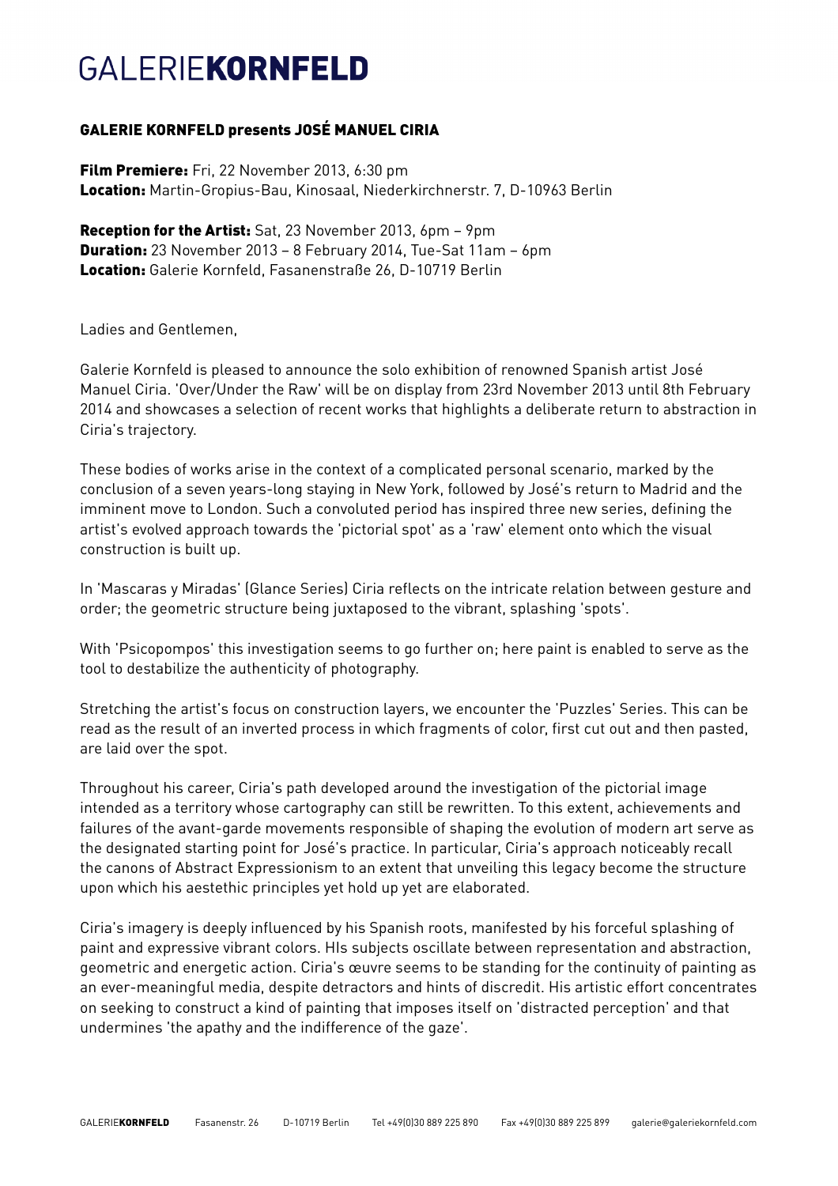# GALERIE**KORNFELD**

## GALERIE KORNFELD presents JOSÉ MANUEL CIRIA

**Film Premiere:** Fri, 22 November 2013, 6:30 pm
**Location:** Martin-Gropius-Bau, Kinosaal, Niederkirchnerstr. 7, D-10963 Berlin

**Reception for the Artist:** Sat, 23 November 2013, 6pm – 9pm
**Duration:** 23 November 2013 – 8 February 2014, Tue-Sat 11am – 6pm
**Location:** Galerie Kornfeld, Fasanenstraße 26, D-10719 Berlin

Ladies and Gentlemen,

Galerie Kornfeld is pleased to announce the solo exhibition of renowned Spanish artist José Manuel Ciria. 'Over/Under the Raw' will be on display from 23rd November 2013 until 8th February 2014 and showcases a selection of recent works that highlights a deliberate return to abstraction in Ciria's trajectory.

These bodies of works arise in the context of a complicated personal scenario, marked by the conclusion of a seven years-long staying in New York, followed by José's return to Madrid and the imminent move to London. Such a convoluted period has inspired three new series, defining the artist's evolved approach towards the 'pictorial spot' as a 'raw' element onto which the visual construction is built up.

In 'Mascaras y Miradas' (Glance Series) Ciria reflects on the intricate relation between gesture and order; the geometric structure being juxtaposed to the vibrant, splashing 'spots'.

With 'Psicopompos' this investigation seems to go further on; here paint is enabled to serve as the tool to destabilize the authenticity of photography.

Stretching the artist's focus on construction layers, we encounter the 'Puzzles' Series. This can be read as the result of an inverted process in which fragments of color, first cut out and then pasted, are laid over the spot.

Throughout his career, Ciria's path developed around the investigation of the pictorial image intended as a territory whose cartography can still be rewritten. To this extent, achievements and failures of the avant-garde movements responsible of shaping the evolution of modern art serve as the designated starting point for José's practice. In particular, Ciria's approach noticeably recall the canons of Abstract Expressionism to an extent that unveiling this legacy become the structure upon which his aesthetic principles yet hold up yet are elaborated.

Ciria's imagery is deeply influenced by his Spanish roots, manifested by his forceful splashing of paint and expressive vibrant colors. HIs subjects oscillate between representation and abstraction, geometric and energetic action. Ciria's œuvre seems to be standing for the continuity of painting as an ever-meaningful media, despite detractors and hints of discredit. His artistic effort concentrates on seeking to construct a kind of painting that imposes itself on 'distracted perception' and that undermines 'the apathy and the indifference of the gaze'.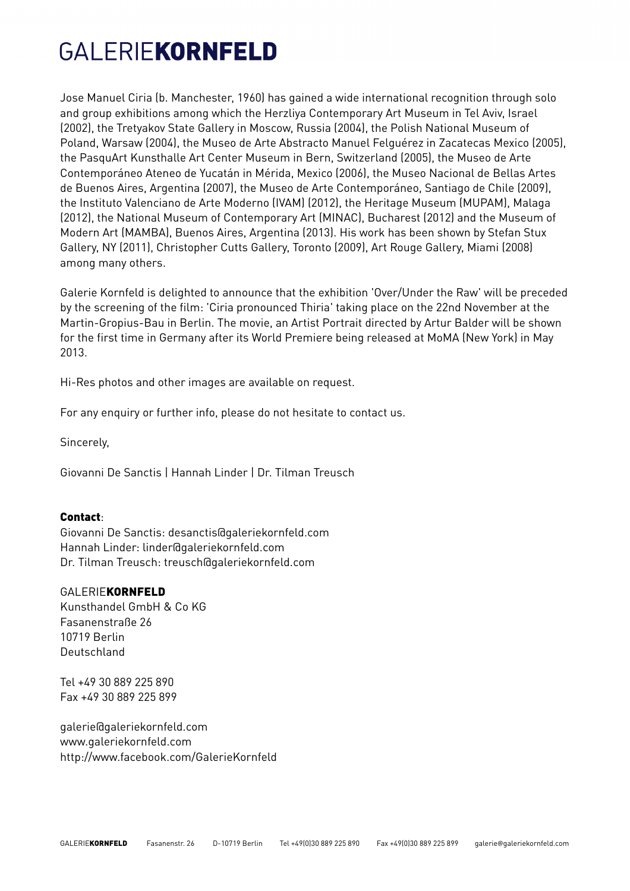Jose Manuel Ciria (b. Manchester, 1960) has gained a wide international recognition through solo and group exhibitions among which the Herzliya Contemporary Art Museum in Tel Aviv, Israel (2002), the Tretyakov State Gallery in Moscow, Russia (2004), the Polish National Museum of Poland, Warsaw (2004), the Museo de Arte Abstracto Manuel Felguérez in Zacatecas Mexico (2005), the PasquArt Kunsthalle Art Center Museum in Bern, Switzerland (2005), the Museo de Arte Contemporáneo Ateneo de Yucatán in Mérida, Mexico (2006), the Museo Nacional de Bellas Artes de Buenos Aires, Argentina (2007), the Museo de Arte Contemporáneo, Santiago de Chile (2009), the Instituto Valenciano de Arte Moderno (IVAM) (2012), the Heritage Museum (MUPAM), Malaga (2012), the National Museum of Contemporary Art (MINAC), Bucharest (2012) and the Museum of Modern Art (MAMBA), Buenos Aires, Argentina (2013). His work has been shown by Stefan Stux Gallery, NY (2011), Christopher Cutts Gallery, Toronto (2009), Art Rouge Gallery, Miami (2008) among many others.

Galerie Kornfeld is delighted to announce that the exhibition 'Over/Under the Raw' will be preceded by the screening of the film: 'Ciria pronounced Thiria' taking place on the 22nd November at the Martin-Gropius-Bau in Berlin. The movie, an Artist Portrait directed by Artur Balder will be shown for the first time in Germany after its World Premiere being released at MoMA (New York) in May 2013.

Hi-Res photos and other images are available on request.

For any enquiry or further info, please do not hesitate to contact us.

Sincerely,

Giovanni De Sanctis | Hannah Linder | Dr. Tilman Treusch

**Contact**:
Giovanni De Sanctis: desanctis@galeriekornfeld.com
Hannah Linder: linder@galeriekornfeld.com
Dr. Tilman Treusch: treusch@galeriekornfeld.com

GALERIE**KORNFELD**
Kunsthandel GmbH & Co KG
Fasanenstraße 26
10719 Berlin
Deutschland

Tel +49 30 889 225 890
Fax +49 30 889 225 899

galerie@galeriekornfeld.com
www.galeriekornfeld.com
http://www.facebook.com/GalerieKornfeld